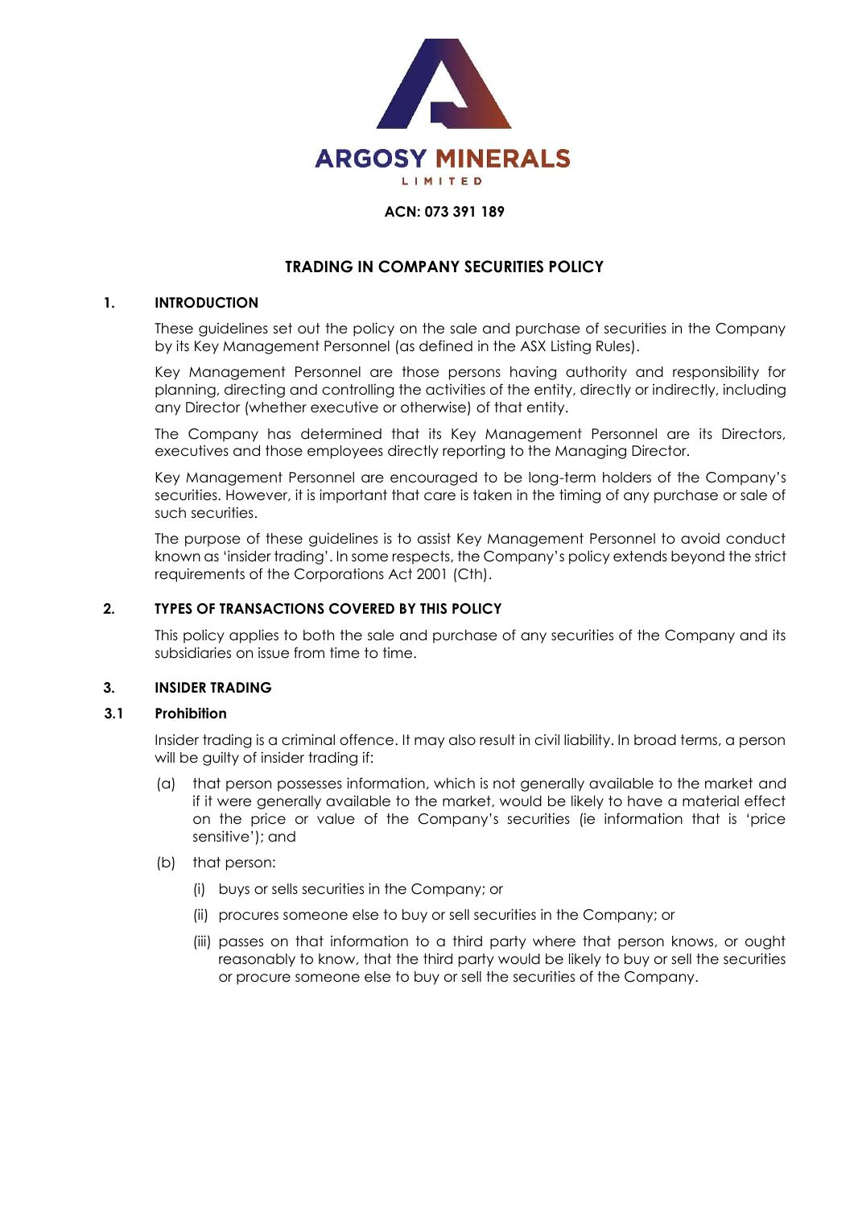**ARGOSY MINERALS**

LIMITED

**ACN: 073 391 189**

# TRADING IN COMPANY SECURITIES POLICY

## 1. INTRODUCTION

These guidelines set out the policy on the sale and purchase of securities in the Company by its Key Management Personnel (as defined in the ASX Listing Rules).

Key Management Personnel are those persons having authority and responsibility for planning, directing and controlling the activities of the entity, directly or indirectly, including any Director (whether executive or otherwise) of that entity.

The Company has determined that its Key Management Personnel are its Directors, executives and those employees directly reporting to the Managing Director.

Key Management Personnel are encouraged to be long-term holders of the Company's securities. However, it is important that care is taken in the timing of any purchase or sale of such securities.

The purpose of these guidelines is to assist Key Management Personnel to avoid conduct known as 'insider trading'. In some respects, the Company's policy extends beyond the strict requirements of the Corporations Act 2001 (Cth).

## 2. TYPES OF TRANSACTIONS COVERED BY THIS POLICY

This policy applies to both the sale and purchase of any securities of the Company and its subsidiaries on issue from time to time.

## 3. INSIDER TRADING

### 3.1 Prohibition

Insider trading is a criminal offence. It may also result in civil liability. In broad terms, a person will be guilty of insider trading if:

(a) that person possesses information, which is not generally available to the market and if it were generally available to the market, would be likely to have a material effect on the price or value of the Company's securities (ie information that is 'price sensitive'); and

(b) that person:

  (i) buys or sells securities in the Company; or

  (ii) procures someone else to buy or sell securities in the Company; or

  (iii) passes on that information to a third party where that person knows, or ought reasonably to know, that the third party would be likely to buy or sell the securities or procure someone else to buy or sell the securities of the Company.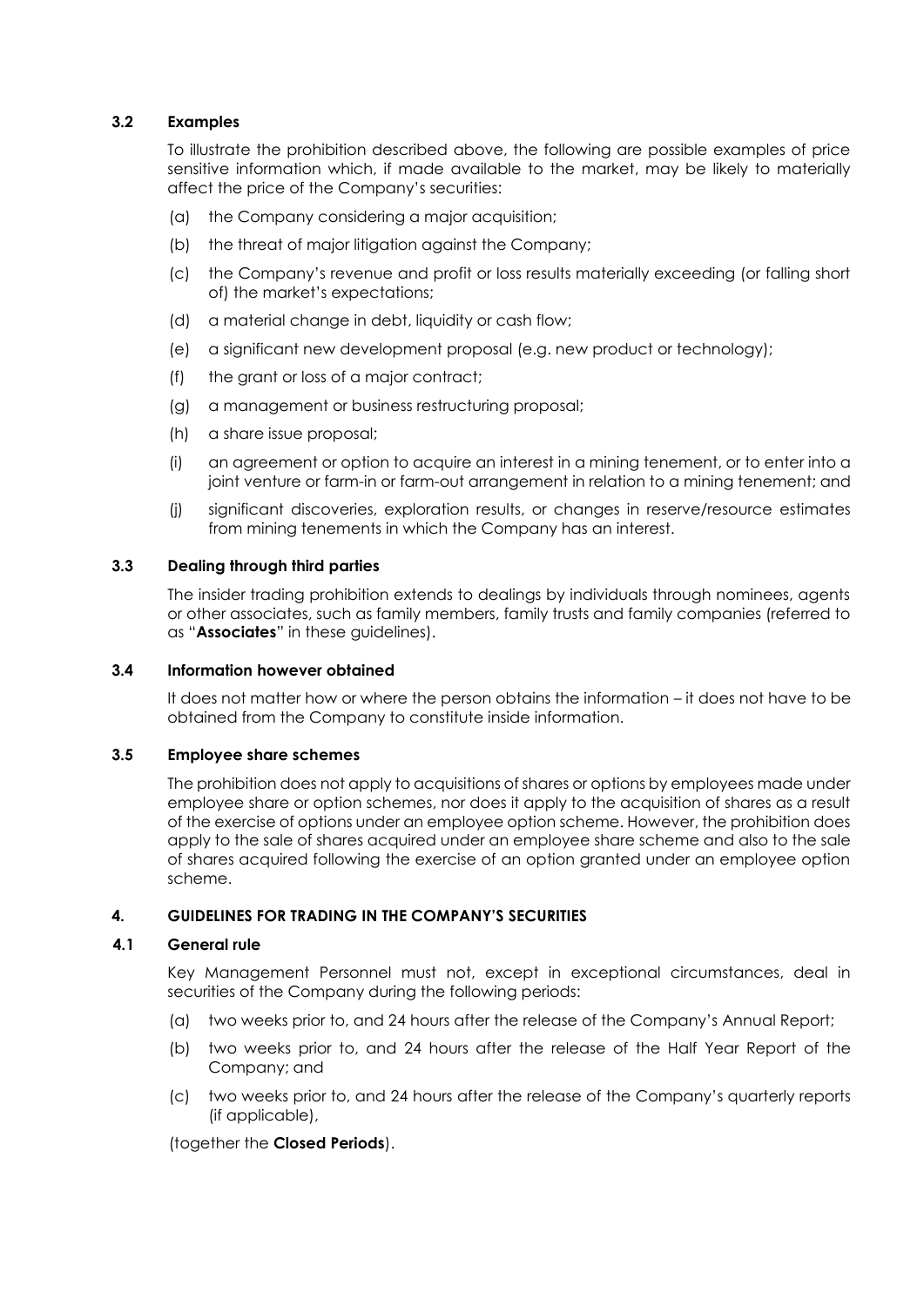### 3.2 Examples

To illustrate the prohibition described above, the following are possible examples of price sensitive information which, if made available to the market, may be likely to materially affect the price of the Company's securities:

(a) the Company considering a major acquisition;

(b) the threat of major litigation against the Company;

(c) the Company's revenue and profit or loss results materially exceeding (or falling short of) the market's expectations;

(d) a material change in debt, liquidity or cash flow;

(e) a significant new development proposal (e.g. new product or technology);

(f) the grant or loss of a major contract;

(g) a management or business restructuring proposal;

(h) a share issue proposal;

(i) an agreement or option to acquire an interest in a mining tenement, or to enter into a joint venture or farm-in or farm-out arrangement in relation to a mining tenement; and

(j) significant discoveries, exploration results, or changes in reserve/resource estimates from mining tenements in which the Company has an interest.

### 3.3 Dealing through third parties

The insider trading prohibition extends to dealings by individuals through nominees, agents or other associates, such as family members, family trusts and family companies (referred to as "**Associates**" in these guidelines).

### 3.4 Information however obtained

It does not matter how or where the person obtains the information – it does not have to be obtained from the Company to constitute inside information.

### 3.5 Employee share schemes

The prohibition does not apply to acquisitions of shares or options by employees made under employee share or option schemes, nor does it apply to the acquisition of shares as a result of the exercise of options under an employee option scheme. However, the prohibition does apply to the sale of shares acquired under an employee share scheme and also to the sale of shares acquired following the exercise of an option granted under an employee option scheme.

## 4. GUIDELINES FOR TRADING IN THE COMPANY'S SECURITIES

### 4.1 General rule

Key Management Personnel must not, except in exceptional circumstances, deal in securities of the Company during the following periods:

(a) two weeks prior to, and 24 hours after the release of the Company's Annual Report;

(b) two weeks prior to, and 24 hours after the release of the Half Year Report of the Company; and

(c) two weeks prior to, and 24 hours after the release of the Company's quarterly reports (if applicable),

(together the **Closed Periods**).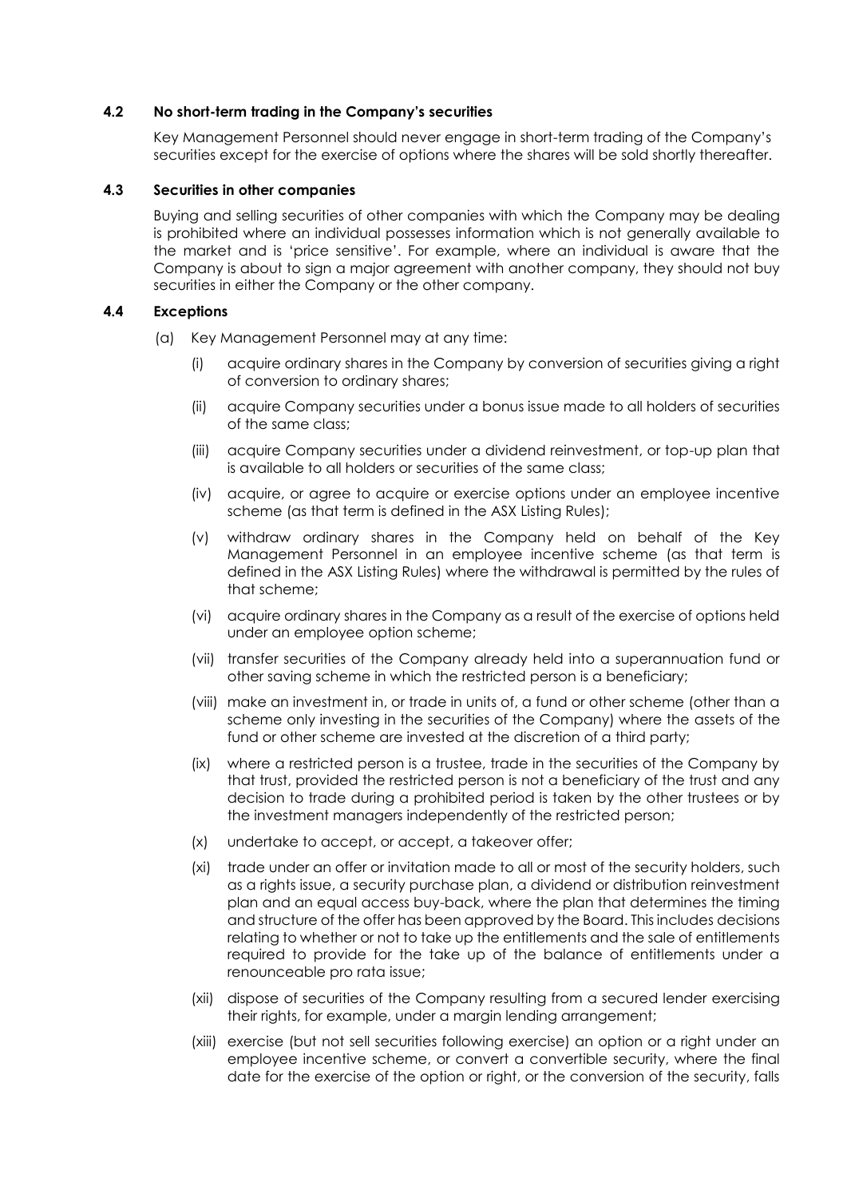### 4.2 No short-term trading in the Company's securities

Key Management Personnel should never engage in short-term trading of the Company's securities except for the exercise of options where the shares will be sold shortly thereafter.

### 4.3 Securities in other companies

Buying and selling securities of other companies with which the Company may be dealing is prohibited where an individual possesses information which is not generally available to the market and is 'price sensitive'. For example, where an individual is aware that the Company is about to sign a major agreement with another company, they should not buy securities in either the Company or the other company.

### 4.4 Exceptions

(a) Key Management Personnel may at any time:

(i) acquire ordinary shares in the Company by conversion of securities giving a right of conversion to ordinary shares;

(ii) acquire Company securities under a bonus issue made to all holders of securities of the same class;

(iii) acquire Company securities under a dividend reinvestment, or top-up plan that is available to all holders or securities of the same class;

(iv) acquire, or agree to acquire or exercise options under an employee incentive scheme (as that term is defined in the ASX Listing Rules);

(v) withdraw ordinary shares in the Company held on behalf of the Key Management Personnel in an employee incentive scheme (as that term is defined in the ASX Listing Rules) where the withdrawal is permitted by the rules of that scheme;

(vi) acquire ordinary shares in the Company as a result of the exercise of options held under an employee option scheme;

(vii) transfer securities of the Company already held into a superannuation fund or other saving scheme in which the restricted person is a beneficiary;

(viii) make an investment in, or trade in units of, a fund or other scheme (other than a scheme only investing in the securities of the Company) where the assets of the fund or other scheme are invested at the discretion of a third party;

(ix) where a restricted person is a trustee, trade in the securities of the Company by that trust, provided the restricted person is not a beneficiary of the trust and any decision to trade during a prohibited period is taken by the other trustees or by the investment managers independently of the restricted person;

(x) undertake to accept, or accept, a takeover offer;

(xi) trade under an offer or invitation made to all or most of the security holders, such as a rights issue, a security purchase plan, a dividend or distribution reinvestment plan and an equal access buy-back, where the plan that determines the timing and structure of the offer has been approved by the Board. This includes decisions relating to whether or not to take up the entitlements and the sale of entitlements required to provide for the take up of the balance of entitlements under a renounceable pro rata issue;

(xii) dispose of securities of the Company resulting from a secured lender exercising their rights, for example, under a margin lending arrangement;

(xiii) exercise (but not sell securities following exercise) an option or a right under an employee incentive scheme, or convert a convertible security, where the final date for the exercise of the option or right, or the conversion of the security, falls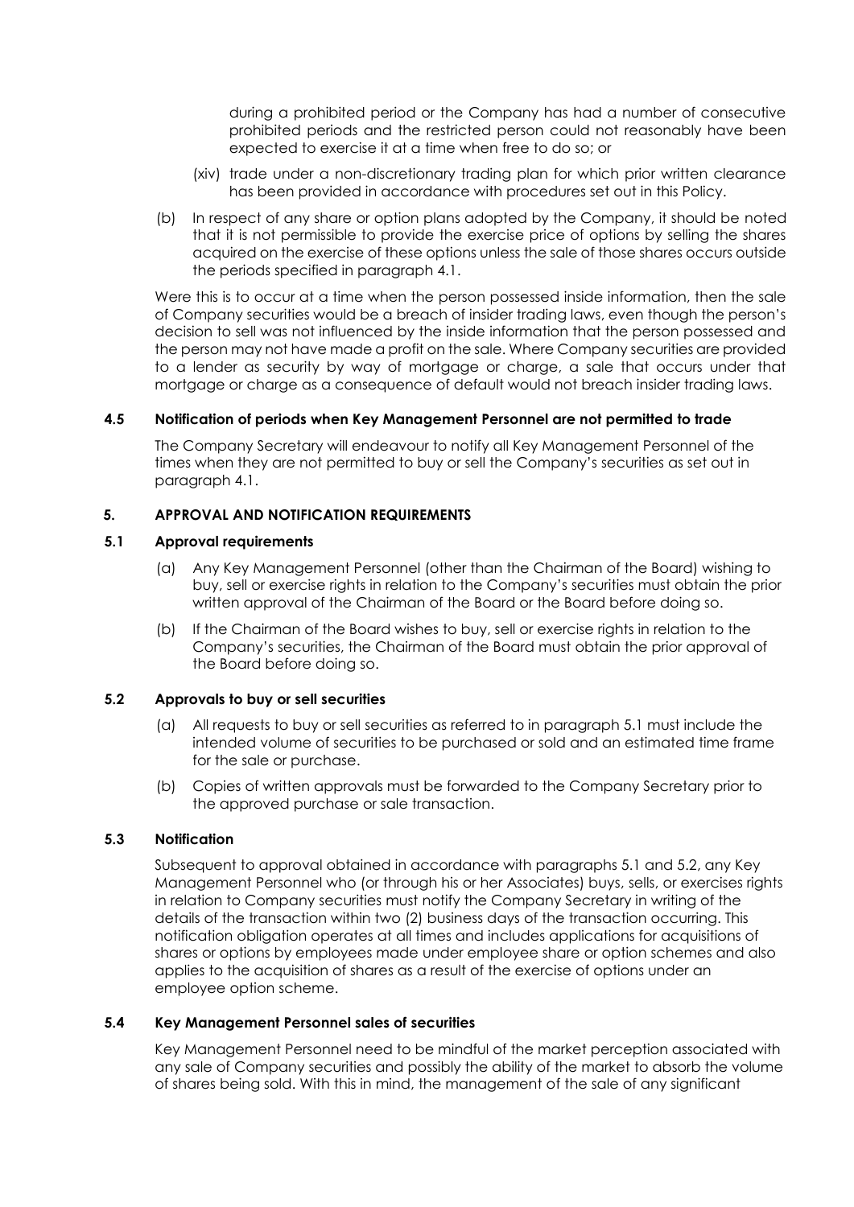during a prohibited period or the Company has had a number of consecutive prohibited periods and the restricted person could not reasonably have been expected to exercise it at a time when free to do so; or

(xiv) trade under a non-discretionary trading plan for which prior written clearance has been provided in accordance with procedures set out in this Policy.

(b) In respect of any share or option plans adopted by the Company, it should be noted that it is not permissible to provide the exercise price of options by selling the shares acquired on the exercise of these options unless the sale of those shares occurs outside the periods specified in paragraph 4.1.

Were this is to occur at a time when the person possessed inside information, then the sale of Company securities would be a breach of insider trading laws, even though the person's decision to sell was not influenced by the inside information that the person possessed and the person may not have made a profit on the sale. Where Company securities are provided to a lender as security by way of mortgage or charge, a sale that occurs under that mortgage or charge as a consequence of default would not breach insider trading laws.

### 4.5 Notification of periods when Key Management Personnel are not permitted to trade

The Company Secretary will endeavour to notify all Key Management Personnel of the times when they are not permitted to buy or sell the Company's securities as set out in paragraph 4.1.

## 5. APPROVAL AND NOTIFICATION REQUIREMENTS

### 5.1 Approval requirements

(a) Any Key Management Personnel (other than the Chairman of the Board) wishing to buy, sell or exercise rights in relation to the Company's securities must obtain the prior written approval of the Chairman of the Board or the Board before doing so.

(b) If the Chairman of the Board wishes to buy, sell or exercise rights in relation to the Company's securities, the Chairman of the Board must obtain the prior approval of the Board before doing so.

### 5.2 Approvals to buy or sell securities

(a) All requests to buy or sell securities as referred to in paragraph 5.1 must include the intended volume of securities to be purchased or sold and an estimated time frame for the sale or purchase.

(b) Copies of written approvals must be forwarded to the Company Secretary prior to the approved purchase or sale transaction.

### 5.3 Notification

Subsequent to approval obtained in accordance with paragraphs 5.1 and 5.2, any Key Management Personnel who (or through his or her Associates) buys, sells, or exercises rights in relation to Company securities must notify the Company Secretary in writing of the details of the transaction within two (2) business days of the transaction occurring. This notification obligation operates at all times and includes applications for acquisitions of shares or options by employees made under employee share or option schemes and also applies to the acquisition of shares as a result of the exercise of options under an employee option scheme.

### 5.4 Key Management Personnel sales of securities

Key Management Personnel need to be mindful of the market perception associated with any sale of Company securities and possibly the ability of the market to absorb the volume of shares being sold. With this in mind, the management of the sale of any significant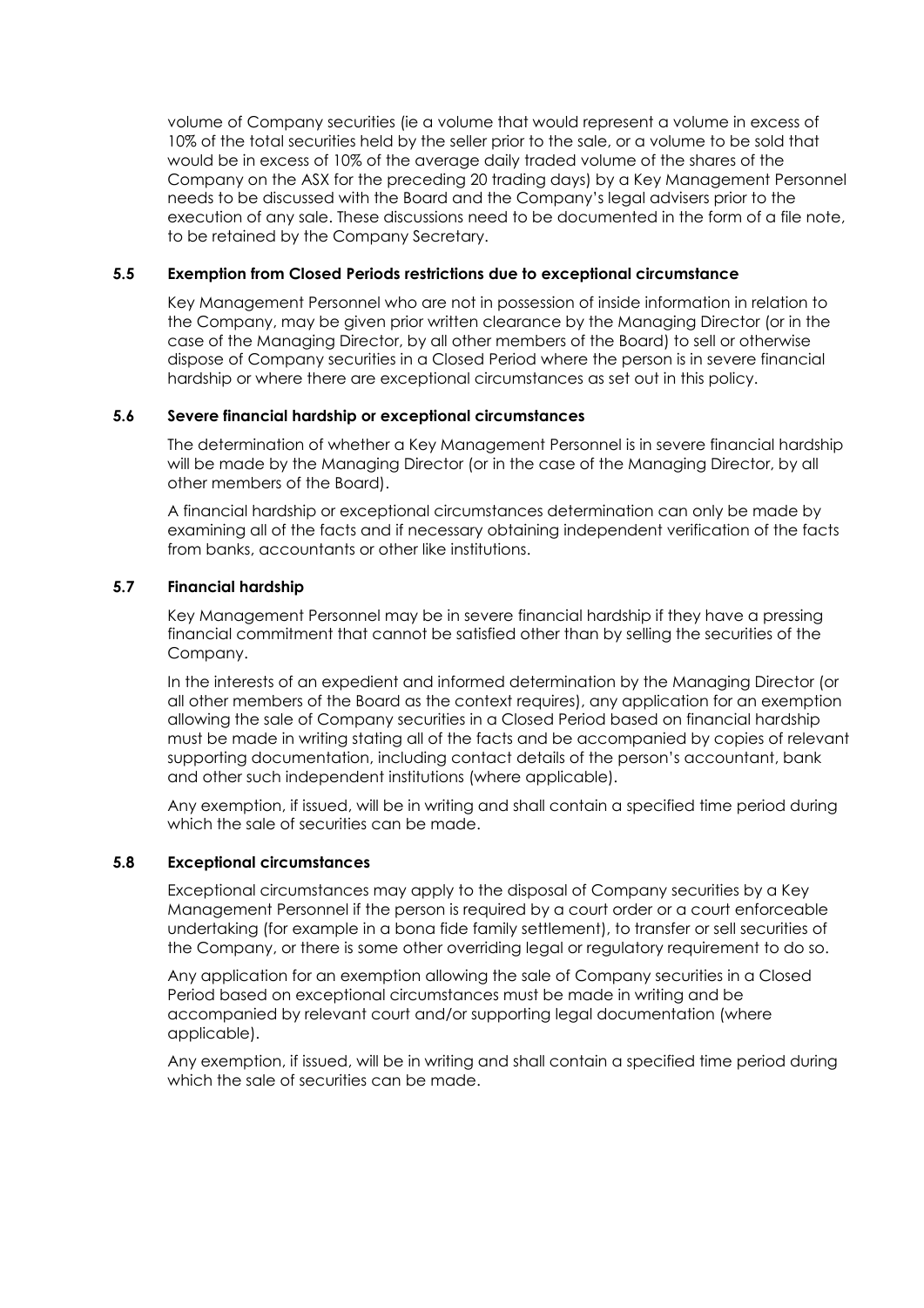volume of Company securities (ie a volume that would represent a volume in excess of 10% of the total securities held by the seller prior to the sale, or a volume to be sold that would be in excess of 10% of the average daily traded volume of the shares of the Company on the ASX for the preceding 20 trading days) by a Key Management Personnel needs to be discussed with the Board and the Company's legal advisers prior to the execution of any sale. These discussions need to be documented in the form of a file note, to be retained by the Company Secretary.

### 5.5 Exemption from Closed Periods restrictions due to exceptional circumstance

Key Management Personnel who are not in possession of inside information in relation to the Company, may be given prior written clearance by the Managing Director (or in the case of the Managing Director, by all other members of the Board) to sell or otherwise dispose of Company securities in a Closed Period where the person is in severe financial hardship or where there are exceptional circumstances as set out in this policy.

### 5.6 Severe financial hardship or exceptional circumstances

The determination of whether a Key Management Personnel is in severe financial hardship will be made by the Managing Director (or in the case of the Managing Director, by all other members of the Board).

A financial hardship or exceptional circumstances determination can only be made by examining all of the facts and if necessary obtaining independent verification of the facts from banks, accountants or other like institutions.

### 5.7 Financial hardship

Key Management Personnel may be in severe financial hardship if they have a pressing financial commitment that cannot be satisfied other than by selling the securities of the Company.

In the interests of an expedient and informed determination by the Managing Director (or all other members of the Board as the context requires), any application for an exemption allowing the sale of Company securities in a Closed Period based on financial hardship must be made in writing stating all of the facts and be accompanied by copies of relevant supporting documentation, including contact details of the person's accountant, bank and other such independent institutions (where applicable).

Any exemption, if issued, will be in writing and shall contain a specified time period during which the sale of securities can be made.

### 5.8 Exceptional circumstances

Exceptional circumstances may apply to the disposal of Company securities by a Key Management Personnel if the person is required by a court order or a court enforceable undertaking (for example in a bona fide family settlement), to transfer or sell securities of the Company, or there is some other overriding legal or regulatory requirement to do so.

Any application for an exemption allowing the sale of Company securities in a Closed Period based on exceptional circumstances must be made in writing and be accompanied by relevant court and/or supporting legal documentation (where applicable).

Any exemption, if issued, will be in writing and shall contain a specified time period during which the sale of securities can be made.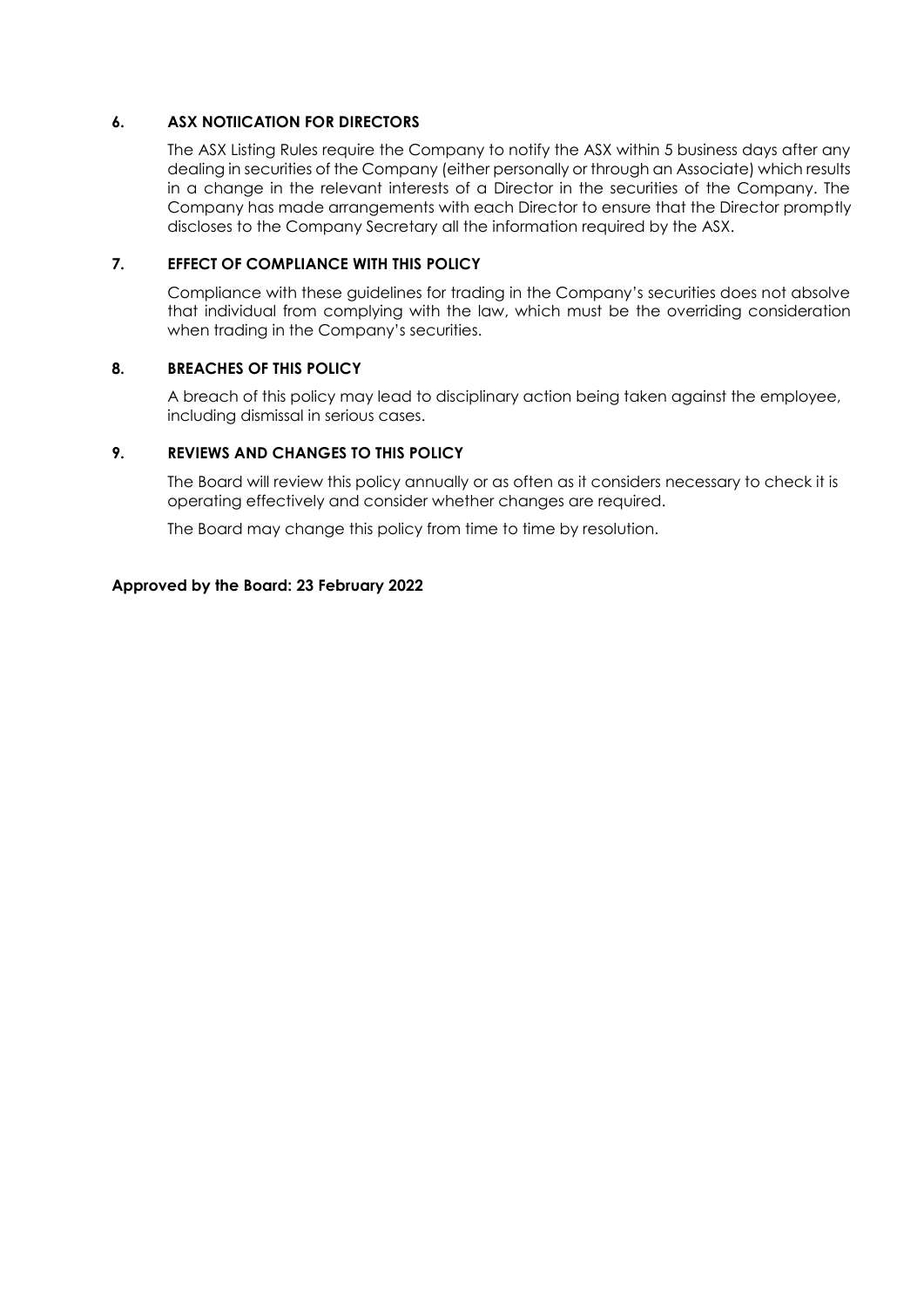## 6. ASX NOTIICATION FOR DIRECTORS

The ASX Listing Rules require the Company to notify the ASX within 5 business days after any dealing in securities of the Company (either personally or through an Associate) which results in a change in the relevant interests of a Director in the securities of the Company. The Company has made arrangements with each Director to ensure that the Director promptly discloses to the Company Secretary all the information required by the ASX.

## 7. EFFECT OF COMPLIANCE WITH THIS POLICY

Compliance with these guidelines for trading in the Company's securities does not absolve that individual from complying with the law, which must be the overriding consideration when trading in the Company's securities.

## 8. BREACHES OF THIS POLICY

A breach of this policy may lead to disciplinary action being taken against the employee, including dismissal in serious cases.

## 9. REVIEWS AND CHANGES TO THIS POLICY

The Board will review this policy annually or as often as it considers necessary to check it is operating effectively and consider whether changes are required.

The Board may change this policy from time to time by resolution.

**Approved by the Board: 23 February 2022**